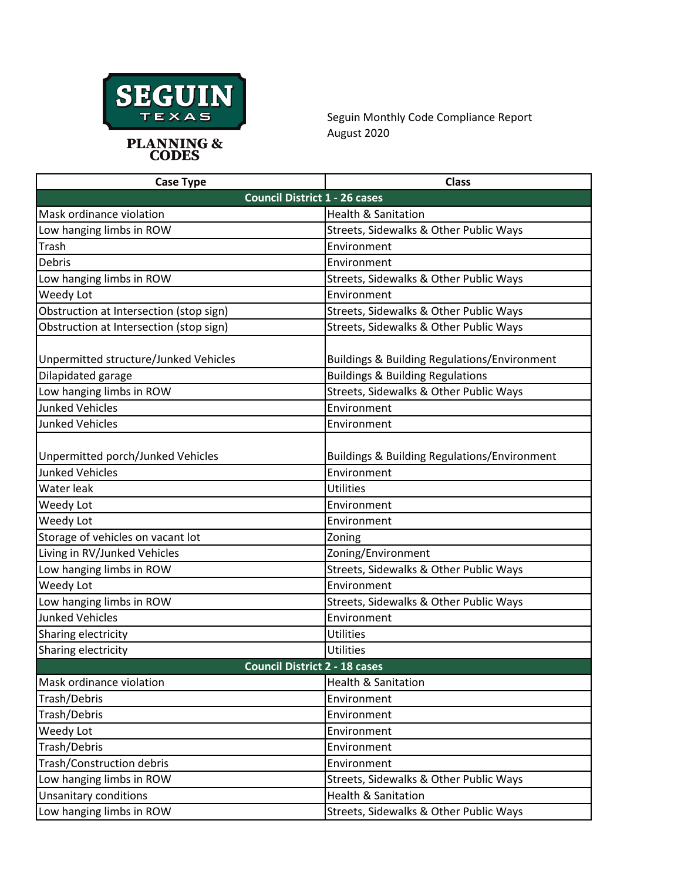SEGUIN TEXAS

PLANNING & CODES

Seguin Monthly Code Compliance Report
August 2020

| Case Type | Class |
|---|---|
| **Council District 1 - 26 cases** | |
| Mask ordinance violation | Health & Sanitation |
| Low hanging limbs in ROW | Streets, Sidewalks & Other Public Ways |
| Trash | Environment |
| Debris | Environment |
| Low hanging limbs in ROW | Streets, Sidewalks & Other Public Ways |
| Weedy Lot | Environment |
| Obstruction at Intersection (stop sign) | Streets, Sidewalks & Other Public Ways |
| Obstruction at Intersection (stop sign) | Streets, Sidewalks & Other Public Ways |
| Unpermitted structure/Junked Vehicles | Buildings & Building Regulations/Environment |
| Dilapidated garage | Buildings & Building Regulations |
| Low hanging limbs in ROW | Streets, Sidewalks & Other Public Ways |
| Junked Vehicles | Environment |
| Junked Vehicles | Environment |
| Unpermitted porch/Junked Vehicles | Buildings & Building Regulations/Environment |
| Junked Vehicles | Environment |
| Water leak | Utilities |
| Weedy Lot | Environment |
| Weedy Lot | Environment |
| Storage of vehicles on vacant lot | Zoning |
| Living in RV/Junked Vehicles | Zoning/Environment |
| Low hanging limbs in ROW | Streets, Sidewalks & Other Public Ways |
| Weedy Lot | Environment |
| Low hanging limbs in ROW | Streets, Sidewalks & Other Public Ways |
| Junked Vehicles | Environment |
| Sharing electricity | Utilities |
| Sharing electricity | Utilities |
| **Council District 2 - 18 cases** | |
| Mask ordinance violation | Health & Sanitation |
| Trash/Debris | Environment |
| Trash/Debris | Environment |
| Weedy Lot | Environment |
| Trash/Debris | Environment |
| Trash/Construction debris | Environment |
| Low hanging limbs in ROW | Streets, Sidewalks & Other Public Ways |
| Unsanitary conditions | Health & Sanitation |
| Low hanging limbs in ROW | Streets, Sidewalks & Other Public Ways |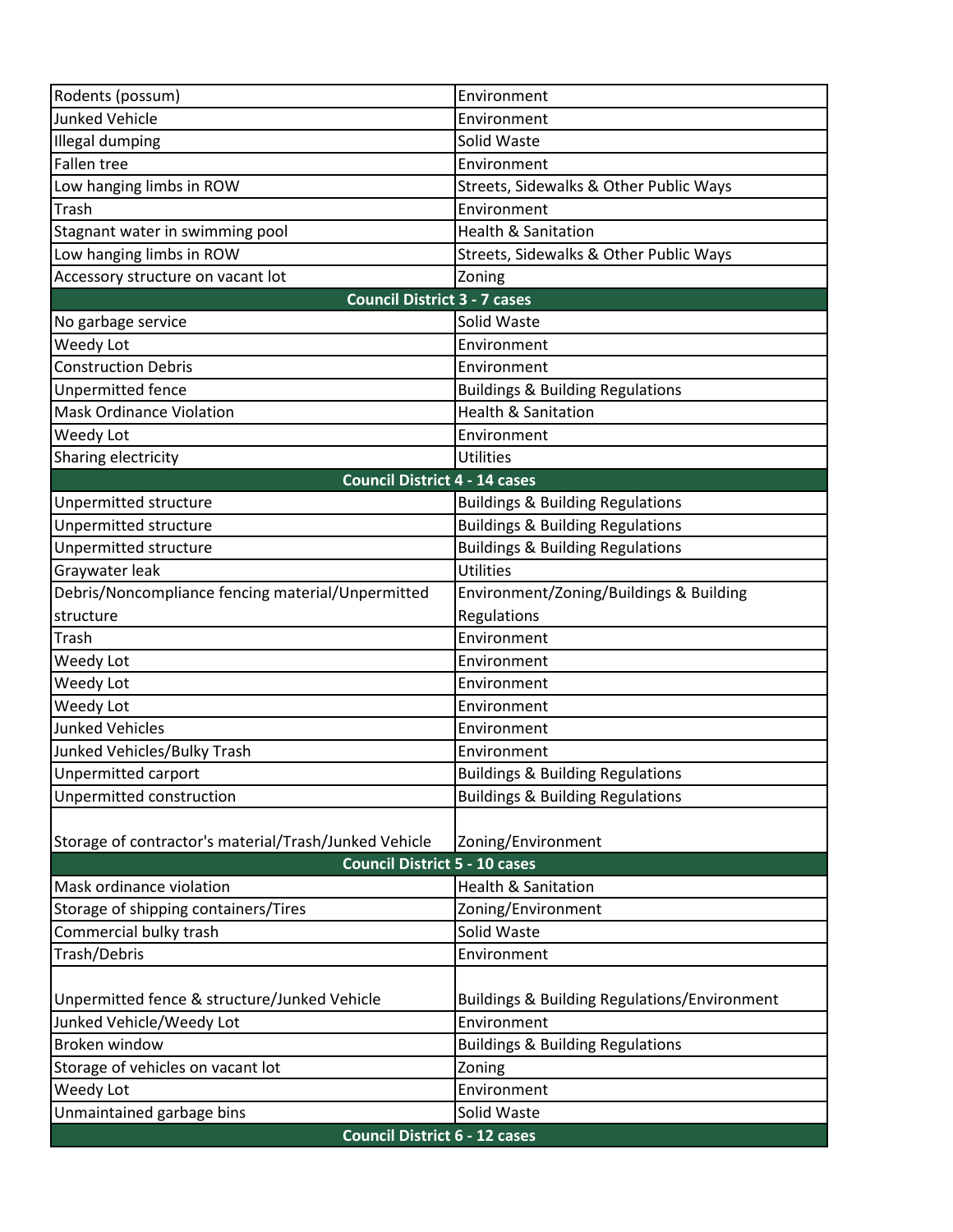| | |
|---|---|
| Rodents (possum) | Environment |
| Junked Vehicle | Environment |
| Illegal dumping | Solid Waste |
| Fallen tree | Environment |
| Low hanging limbs in ROW | Streets, Sidewalks & Other Public Ways |
| Trash | Environment |
| Stagnant water in swimming pool | Health & Sanitation |
| Low hanging limbs in ROW | Streets, Sidewalks & Other Public Ways |
| Accessory structure on vacant lot | Zoning |
| **Council District 3 - 7 cases** | |
| No garbage service | Solid Waste |
| Weedy Lot | Environment |
| Construction Debris | Environment |
| Unpermitted fence | Buildings & Building Regulations |
| Mask Ordinance Violation | Health & Sanitation |
| Weedy Lot | Environment |
| Sharing electricity | Utilities |
| **Council District 4 - 14 cases** | |
| Unpermitted structure | Buildings & Building Regulations |
| Unpermitted structure | Buildings & Building Regulations |
| Unpermitted structure | Buildings & Building Regulations |
| Graywater leak | Utilities |
| Debris/Noncompliance fencing material/Unpermitted structure | Environment/Zoning/Buildings & Building Regulations |
| Trash | Environment |
| Weedy Lot | Environment |
| Weedy Lot | Environment |
| Weedy Lot | Environment |
| Junked Vehicles | Environment |
| Junked Vehicles/Bulky Trash | Environment |
| Unpermitted carport | Buildings & Building Regulations |
| Unpermitted construction | Buildings & Building Regulations |
| Storage of contractor's material/Trash/Junked Vehicle | Zoning/Environment |
| **Council District 5 - 10 cases** | |
| Mask ordinance violation | Health & Sanitation |
| Storage of shipping containers/Tires | Zoning/Environment |
| Commercial bulky trash | Solid Waste |
| Trash/Debris | Environment |
| Unpermitted fence & structure/Junked Vehicle | Buildings & Building Regulations/Environment |
| Junked Vehicle/Weedy Lot | Environment |
| Broken window | Buildings & Building Regulations |
| Storage of vehicles on vacant lot | Zoning |
| Weedy Lot | Environment |
| Unmaintained garbage bins | Solid Waste |
| **Council District 6 - 12 cases** | |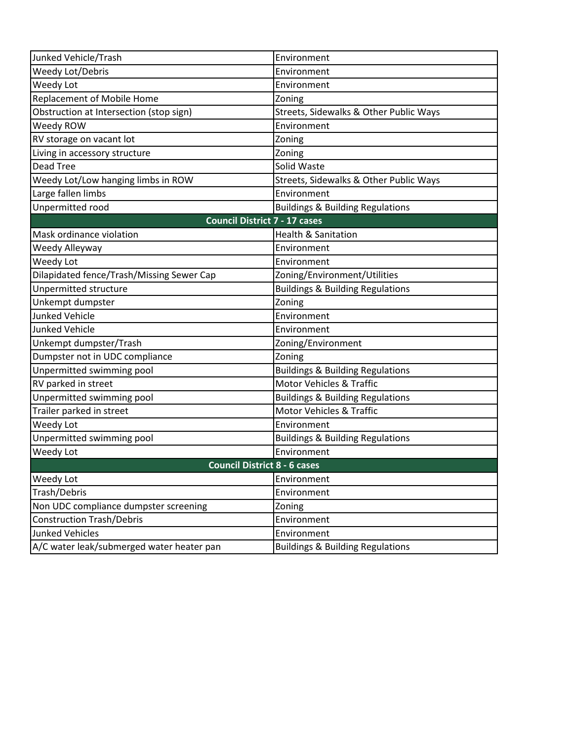| | |
|---|---|
| Junked Vehicle/Trash | Environment |
| Weedy Lot/Debris | Environment |
| Weedy Lot | Environment |
| Replacement of Mobile Home | Zoning |
| Obstruction at Intersection (stop sign) | Streets, Sidewalks & Other Public Ways |
| Weedy ROW | Environment |
| RV storage on vacant lot | Zoning |
| Living in accessory structure | Zoning |
| Dead Tree | Solid Waste |
| Weedy Lot/Low hanging limbs in ROW | Streets, Sidewalks & Other Public Ways |
| Large fallen limbs | Environment |
| Unpermitted rood | Buildings & Building Regulations |
| **Council District 7 - 17 cases** | |
| Mask ordinance violation | Health & Sanitation |
| Weedy Alleyway | Environment |
| Weedy Lot | Environment |
| Dilapidated fence/Trash/Missing Sewer Cap | Zoning/Environment/Utilities |
| Unpermitted structure | Buildings & Building Regulations |
| Unkempt dumpster | Zoning |
| Junked Vehicle | Environment |
| Junked Vehicle | Environment |
| Unkempt dumpster/Trash | Zoning/Environment |
| Dumpster not in UDC compliance | Zoning |
| Unpermitted swimming pool | Buildings & Building Regulations |
| RV parked in street | Motor Vehicles & Traffic |
| Unpermitted swimming pool | Buildings & Building Regulations |
| Trailer parked in street | Motor Vehicles & Traffic |
| Weedy Lot | Environment |
| Unpermitted swimming pool | Buildings & Building Regulations |
| Weedy Lot | Environment |
| **Council District 8 - 6 cases** | |
| Weedy Lot | Environment |
| Trash/Debris | Environment |
| Non UDC compliance dumpster screening | Zoning |
| Construction Trash/Debris | Environment |
| Junked Vehicles | Environment |
| A/C water leak/submerged water heater pan | Buildings & Building Regulations |